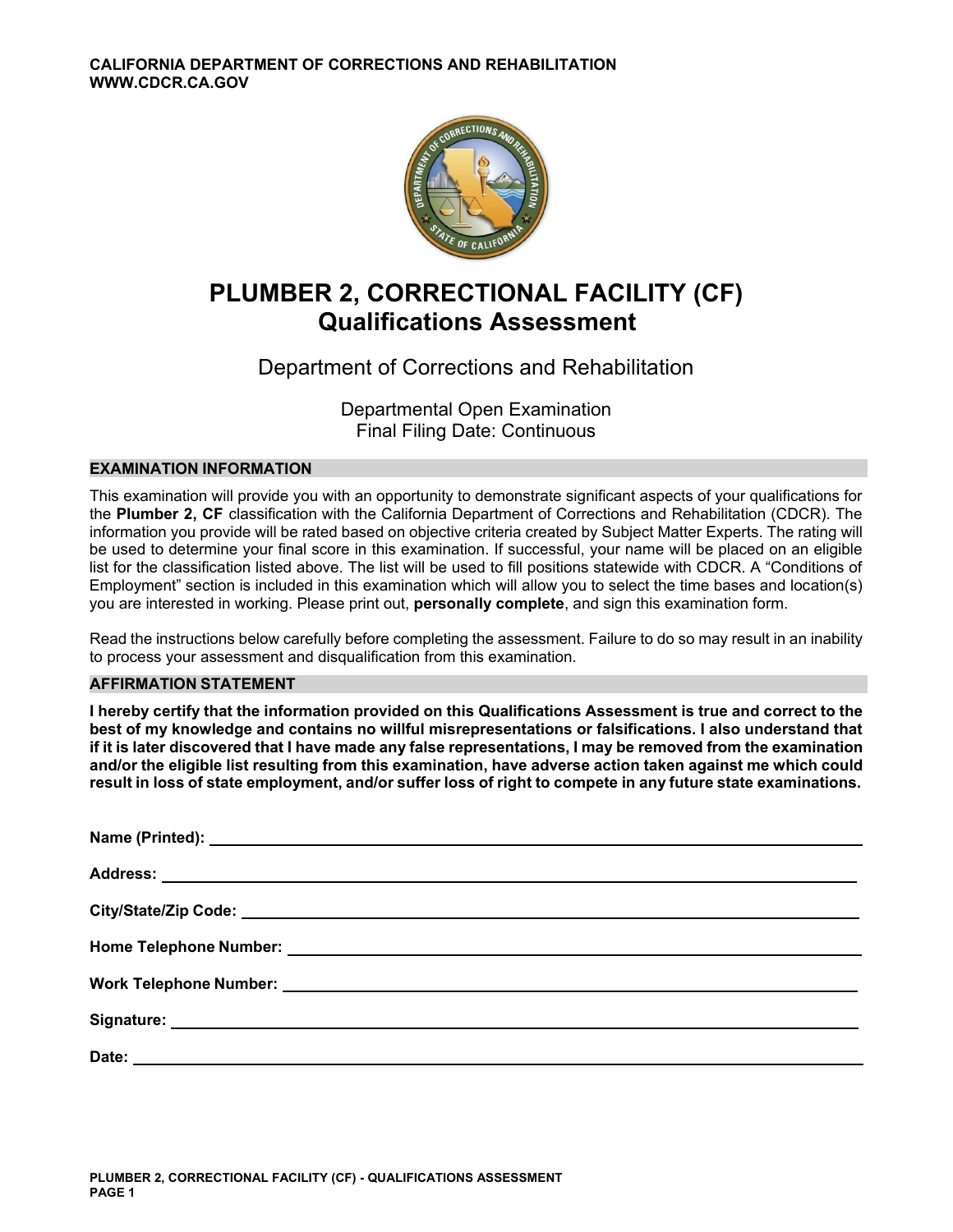CALIFORNIA DEPARTMENT OF CORRECTIONS AND REHABILITATION
WWW.CDCR.CA.GOV

# PLUMBER 2, CORRECTIONAL FACILITY (CF)
# Qualifications Assessment

Department of Corrections and Rehabilitation

Departmental Open Examination
Final Filing Date: Continuous

## EXAMINATION INFORMATION

This examination will provide you with an opportunity to demonstrate significant aspects of your qualifications for the **Plumber 2, CF** classification with the California Department of Corrections and Rehabilitation (CDCR). The information you provide will be rated based on objective criteria created by Subject Matter Experts. The rating will be used to determine your final score in this examination. If successful, your name will be placed on an eligible list for the classification listed above. The list will be used to fill positions statewide with CDCR. A "Conditions of Employment" section is included in this examination which will allow you to select the time bases and location(s) you are interested in working. Please print out, **personally complete**, and sign this examination form.

Read the instructions below carefully before completing the assessment. Failure to do so may result in an inability to process your assessment and disqualification from this examination.

## AFFIRMATION STATEMENT

**I hereby certify that the information provided on this Qualifications Assessment is true and correct to the best of my knowledge and contains no willful misrepresentations or falsifications. I also understand that if it is later discovered that I have made any false representations, I may be removed from the examination and/or the eligible list resulting from this examination, have adverse action taken against me which could result in loss of state employment, and/or suffer loss of right to compete in any future state examinations.**

**Name (Printed):** ____________________

**Address:** ____________________

**City/State/Zip Code:** ____________________

**Home Telephone Number:** ____________________

**Work Telephone Number:** ____________________

**Signature:** ____________________

**Date:** ____________________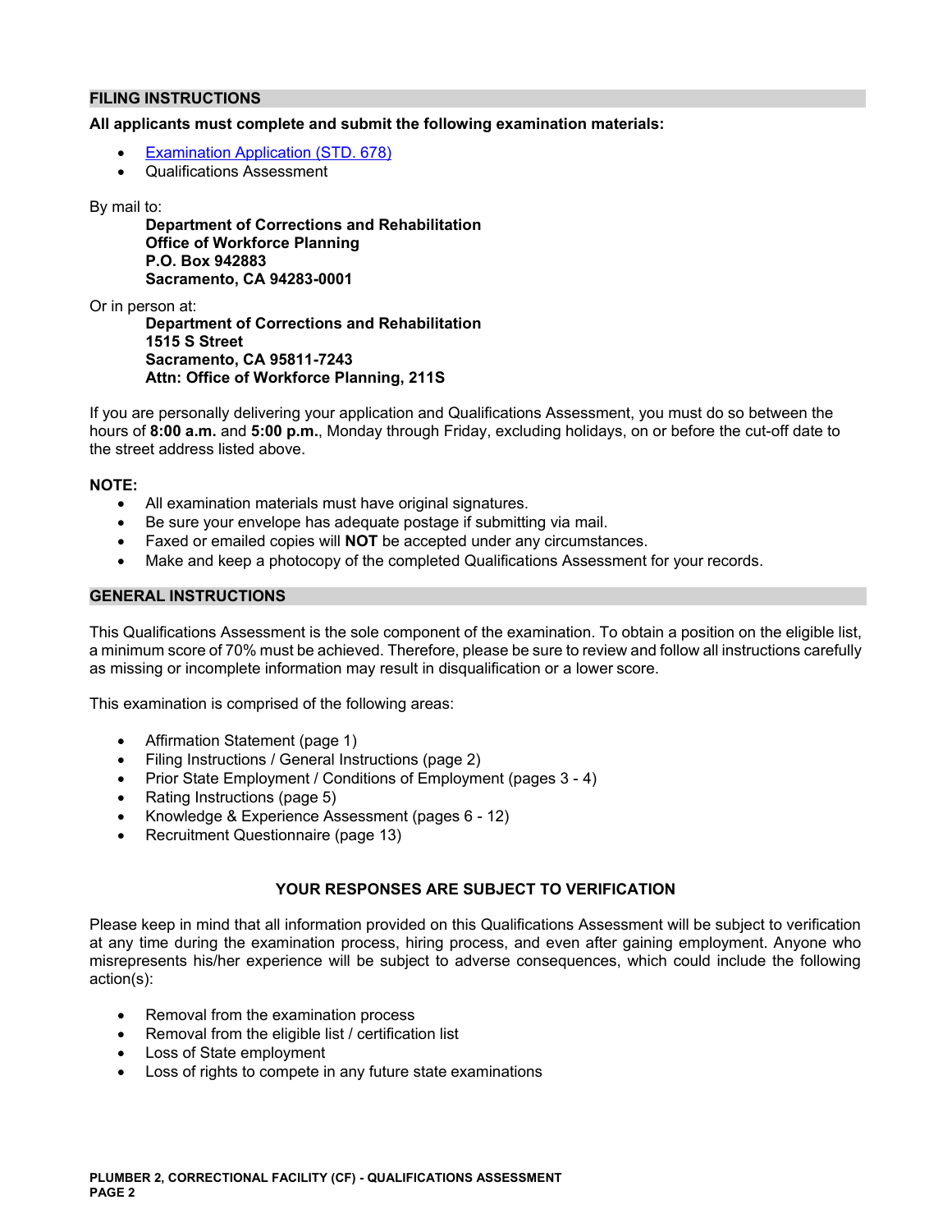## FILING INSTRUCTIONS

**All applicants must complete and submit the following examination materials:**

- [Examination Application (STD. 678)]
- Qualifications Assessment

By mail to:

> **Department of Corrections and Rehabilitation**
> **Office of Workforce Planning**
> **P.O. Box 942883**
> **Sacramento, CA 94283-0001**

Or in person at:

> **Department of Corrections and Rehabilitation**
> **1515 S Street**
> **Sacramento, CA 95811-7243**
> **Attn: Office of Workforce Planning, 211S**

If you are personally delivering your application and Qualifications Assessment, you must do so between the hours of **8:00 a.m.** and **5:00 p.m.**, Monday through Friday, excluding holidays, on or before the cut-off date to the street address listed above.

**NOTE:**

- All examination materials must have original signatures.
- Be sure your envelope has adequate postage if submitting via mail.
- Faxed or emailed copies will **NOT** be accepted under any circumstances.
- Make and keep a photocopy of the completed Qualifications Assessment for your records.

## GENERAL INSTRUCTIONS

This Qualifications Assessment is the sole component of the examination. To obtain a position on the eligible list, a minimum score of 70% must be achieved. Therefore, please be sure to review and follow all instructions carefully as missing or incomplete information may result in disqualification or a lower score.

This examination is comprised of the following areas:

- Affirmation Statement (page 1)
- Filing Instructions / General Instructions (page 2)
- Prior State Employment / Conditions of Employment (pages 3 - 4)
- Rating Instructions (page 5)
- Knowledge & Experience Assessment (pages 6 - 12)
- Recruitment Questionnaire (page 13)

### YOUR RESPONSES ARE SUBJECT TO VERIFICATION

Please keep in mind that all information provided on this Qualifications Assessment will be subject to verification at any time during the examination process, hiring process, and even after gaining employment. Anyone who misrepresents his/her experience will be subject to adverse consequences, which could include the following action(s):

- Removal from the examination process
- Removal from the eligible list / certification list
- Loss of State employment
- Loss of rights to compete in any future state examinations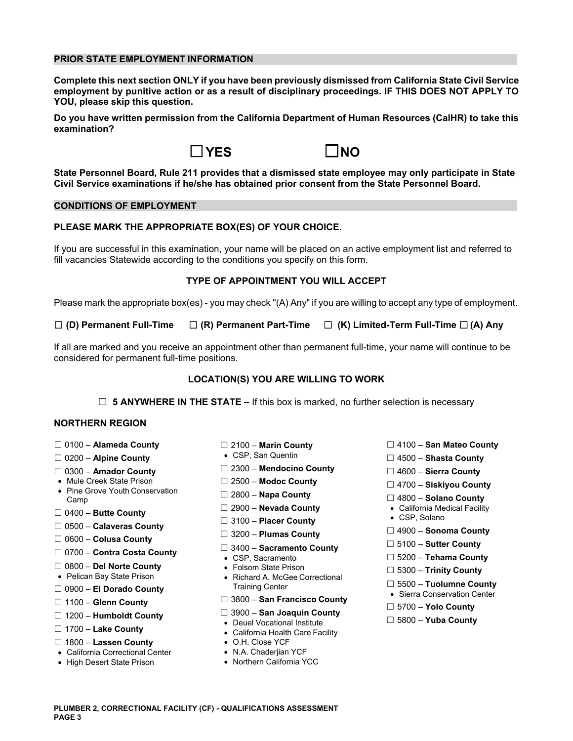## PRIOR STATE EMPLOYMENT INFORMATION

**Complete this next section ONLY if you have been previously dismissed from California State Civil Service employment by punitive action or as a result of disciplinary proceedings. IF THIS DOES NOT APPLY TO YOU, please skip this question.**

**Do you have written permission from the California Department of Human Resources (CalHR) to take this examination?**

☐ **YES** ☐ **NO**

**State Personnel Board, Rule 211 provides that a dismissed state employee may only participate in State Civil Service examinations if he/she has obtained prior consent from the State Personnel Board.**

## CONDITIONS OF EMPLOYMENT

**PLEASE MARK THE APPROPRIATE BOX(ES) OF YOUR CHOICE.**

If you are successful in this examination, your name will be placed on an active employment list and referred to fill vacancies Statewide according to the conditions you specify on this form.

### TYPE OF APPOINTMENT YOU WILL ACCEPT

Please mark the appropriate box(es) - you may check "(A) Any" if you are willing to accept any type of employment.

☐ **(D) Permanent Full-Time** ☐ **(R) Permanent Part-Time** ☐ **(K) Limited-Term Full-Time** ☐ **(A) Any**

If all are marked and you receive an appointment other than permanent full-time, your name will continue to be considered for permanent full-time positions.

### LOCATION(S) YOU ARE WILLING TO WORK

☐ **5 ANYWHERE IN THE STATE –** If this box is marked, no further selection is necessary

### NORTHERN REGION

- ☐ 0100 – **Alameda County**
- ☐ 0200 – **Alpine County**
- ☐ 0300 – **Amador County**
  - Mule Creek State Prison
  - Pine Grove Youth Conservation Camp
- ☐ 0400 – **Butte County**
- ☐ 0500 – **Calaveras County**
- ☐ 0600 – **Colusa County**
- ☐ 0700 – **Contra Costa County**
- ☐ 0800 – **Del Norte County**
  - Pelican Bay State Prison
- ☐ 0900 – **El Dorado County**
- ☐ 1100 – **Glenn County**
- ☐ 1200 – **Humboldt County**
- ☐ 1700 – **Lake County**
- ☐ 1800 – **Lassen County**
  - California Correctional Center
  - High Desert State Prison
- ☐ 2100 – **Marin County**
  - CSP, San Quentin
- ☐ 2300 – **Mendocino County**
- ☐ 2500 – **Modoc County**
- ☐ 2800 – **Napa County**
- ☐ 2900 – **Nevada County**
- ☐ 3100 – **Placer County**
- ☐ 3200 – **Plumas County**
- ☐ 3400 – **Sacramento County**
  - CSP, Sacramento
  - Folsom State Prison
  - Richard A. McGee Correctional Training Center
- ☐ 3800 – **San Francisco County**
- ☐ 3900 – **San Joaquin County**
  - Deuel Vocational Institute
  - California Health Care Facility
  - O.H. Close YCF
  - N.A. Chaderjian YCF
  - Northern California YCC
- ☐ 4100 – **San Mateo County**
- ☐ 4500 – **Shasta County**
- ☐ 4600 – **Sierra County**
- ☐ 4700 – **Siskiyou County**
- ☐ 4800 – **Solano County**
  - California Medical Facility
  - CSP, Solano
- ☐ 4900 – **Sonoma County**
- ☐ 5100 – **Sutter County**
- ☐ 5200 – **Tehama County**
- ☐ 5300 – **Trinity County**
- ☐ 5500 – **Tuolumne County**
  - Sierra Conservation Center
- ☐ 5700 – **Yolo County**
- ☐ 5800 – **Yuba County**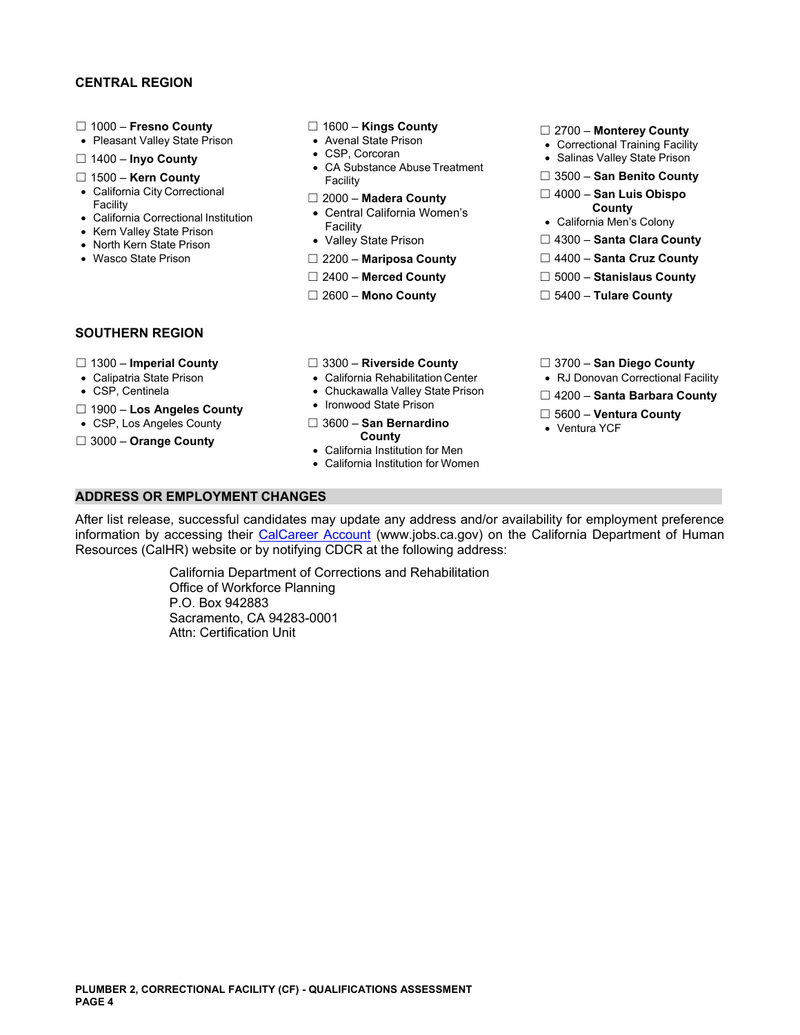## CENTRAL REGION

☐ 1000 – **Fresno County**
- Pleasant Valley State Prison

☐ 1400 – **Inyo County**

☐ 1500 – **Kern County**
- California City Correctional Facility
- California Correctional Institution
- Kern Valley State Prison
- North Kern State Prison
- Wasco State Prison

☐ 1600 – **Kings County**
- Avenal State Prison
- CSP, Corcoran
- CA Substance Abuse Treatment Facility

☐ 2000 – **Madera County**
- Central California Women's Facility
- Valley State Prison

☐ 2200 – **Mariposa County**

☐ 2400 – **Merced County**

☐ 2600 – **Mono County**

☐ 2700 – **Monterey County**
- Correctional Training Facility
- Salinas Valley State Prison

☐ 3500 – **San Benito County**

☐ 4000 – **San Luis Obispo County**
- California Men's Colony

☐ 4300 – **Santa Clara County**

☐ 4400 – **Santa Cruz County**

☐ 5000 – **Stanislaus County**

☐ 5400 – **Tulare County**

## SOUTHERN REGION

☐ 1300 – **Imperial County**
- Calipatria State Prison
- CSP, Centinela

☐ 1900 – **Los Angeles County**
- CSP, Los Angeles County

☐ 3000 – **Orange County**

☐ 3300 – **Riverside County**
- California Rehabilitation Center
- Chuckawalla Valley State Prison
- Ironwood State Prison

☐ 3600 – **San Bernardino County**
- California Institution for Men
- California Institution for Women

☐ 3700 – **San Diego County**
- RJ Donovan Correctional Facility

☐ 4200 – **Santa Barbara County**

☐ 5600 – **Ventura County**
- Ventura YCF

## ADDRESS OR EMPLOYMENT CHANGES

After list release, successful candidates may update any address and/or availability for employment preference information by accessing their CalCareer Account (www.jobs.ca.gov) on the California Department of Human Resources (CalHR) website or by notifying CDCR at the following address:

California Department of Corrections and Rehabilitation
Office of Workforce Planning
P.O. Box 942883
Sacramento, CA 94283-0001
Attn: Certification Unit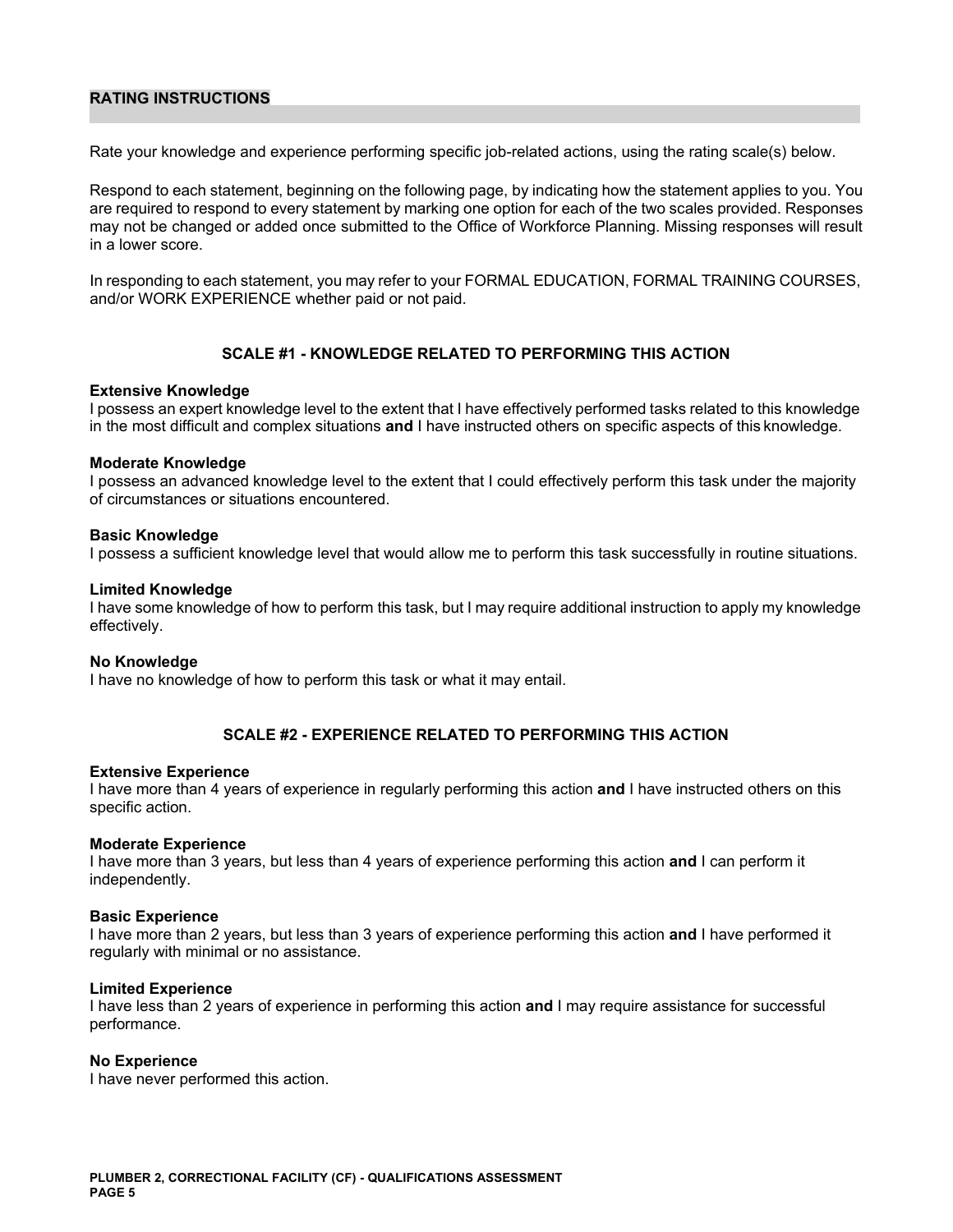## RATING INSTRUCTIONS

Rate your knowledge and experience performing specific job-related actions, using the rating scale(s) below.

Respond to each statement, beginning on the following page, by indicating how the statement applies to you. You are required to respond to every statement by marking one option for each of the two scales provided. Responses may not be changed or added once submitted to the Office of Workforce Planning. Missing responses will result in a lower score.

In responding to each statement, you may refer to your FORMAL EDUCATION, FORMAL TRAINING COURSES, and/or WORK EXPERIENCE whether paid or not paid.

### SCALE #1 - KNOWLEDGE RELATED TO PERFORMING THIS ACTION

**Extensive Knowledge**
I possess an expert knowledge level to the extent that I have effectively performed tasks related to this knowledge in the most difficult and complex situations **and** I have instructed others on specific aspects of this knowledge.

**Moderate Knowledge**
I possess an advanced knowledge level to the extent that I could effectively perform this task under the majority of circumstances or situations encountered.

**Basic Knowledge**
I possess a sufficient knowledge level that would allow me to perform this task successfully in routine situations.

**Limited Knowledge**
I have some knowledge of how to perform this task, but I may require additional instruction to apply my knowledge effectively.

**No Knowledge**
I have no knowledge of how to perform this task or what it may entail.

### SCALE #2 - EXPERIENCE RELATED TO PERFORMING THIS ACTION

**Extensive Experience**
I have more than 4 years of experience in regularly performing this action **and** I have instructed others on this specific action.

**Moderate Experience**
I have more than 3 years, but less than 4 years of experience performing this action **and** I can perform it independently.

**Basic Experience**
I have more than 2 years, but less than 3 years of experience performing this action **and** I have performed it regularly with minimal or no assistance.

**Limited Experience**
I have less than 2 years of experience in performing this action **and** I may require assistance for successful performance.

**No Experience**
I have never performed this action.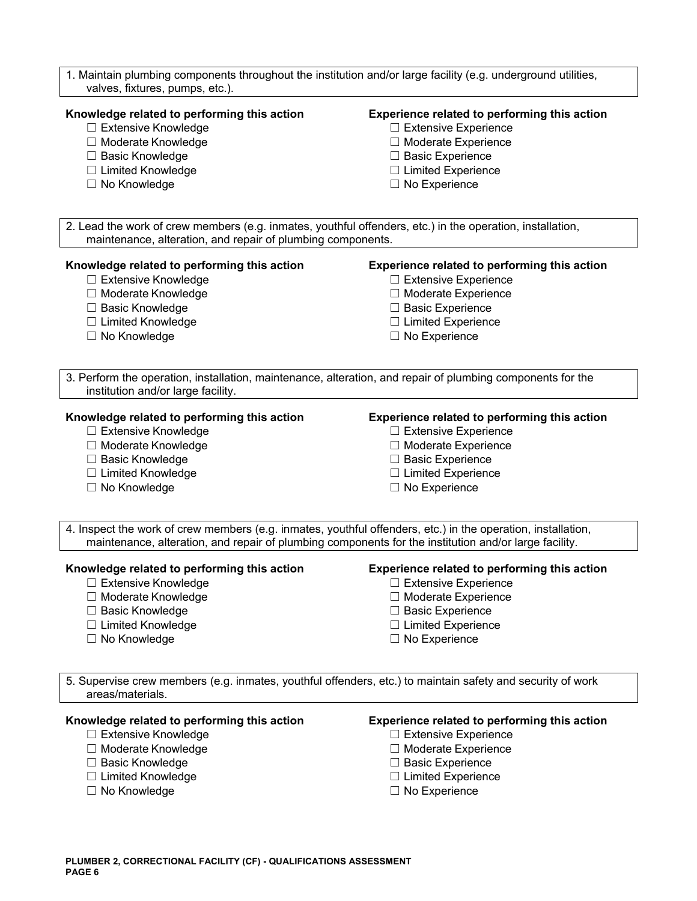1. Maintain plumbing components throughout the institution and/or large facility (e.g. underground utilities, valves, fixtures, pumps, etc.).

**Knowledge related to performing this action**
- ☐ Extensive Knowledge
- ☐ Moderate Knowledge
- ☐ Basic Knowledge
- ☐ Limited Knowledge
- ☐ No Knowledge

**Experience related to performing this action**
- ☐ Extensive Experience
- ☐ Moderate Experience
- ☐ Basic Experience
- ☐ Limited Experience
- ☐ No Experience

2. Lead the work of crew members (e.g. inmates, youthful offenders, etc.) in the operation, installation, maintenance, alteration, and repair of plumbing components.

**Knowledge related to performing this action**
- ☐ Extensive Knowledge
- ☐ Moderate Knowledge
- ☐ Basic Knowledge
- ☐ Limited Knowledge
- ☐ No Knowledge

**Experience related to performing this action**
- ☐ Extensive Experience
- ☐ Moderate Experience
- ☐ Basic Experience
- ☐ Limited Experience
- ☐ No Experience

3. Perform the operation, installation, maintenance, alteration, and repair of plumbing components for the institution and/or large facility.

**Knowledge related to performing this action**
- ☐ Extensive Knowledge
- ☐ Moderate Knowledge
- ☐ Basic Knowledge
- ☐ Limited Knowledge
- ☐ No Knowledge

**Experience related to performing this action**
- ☐ Extensive Experience
- ☐ Moderate Experience
- ☐ Basic Experience
- ☐ Limited Experience
- ☐ No Experience

4. Inspect the work of crew members (e.g. inmates, youthful offenders, etc.) in the operation, installation, maintenance, alteration, and repair of plumbing components for the institution and/or large facility.

**Knowledge related to performing this action**
- ☐ Extensive Knowledge
- ☐ Moderate Knowledge
- ☐ Basic Knowledge
- ☐ Limited Knowledge
- ☐ No Knowledge

**Experience related to performing this action**
- ☐ Extensive Experience
- ☐ Moderate Experience
- ☐ Basic Experience
- ☐ Limited Experience
- ☐ No Experience

5. Supervise crew members (e.g. inmates, youthful offenders, etc.) to maintain safety and security of work areas/materials.

**Knowledge related to performing this action**
- ☐ Extensive Knowledge
- ☐ Moderate Knowledge
- ☐ Basic Knowledge
- ☐ Limited Knowledge
- ☐ No Knowledge

**Experience related to performing this action**
- ☐ Extensive Experience
- ☐ Moderate Experience
- ☐ Basic Experience
- ☐ Limited Experience
- ☐ No Experience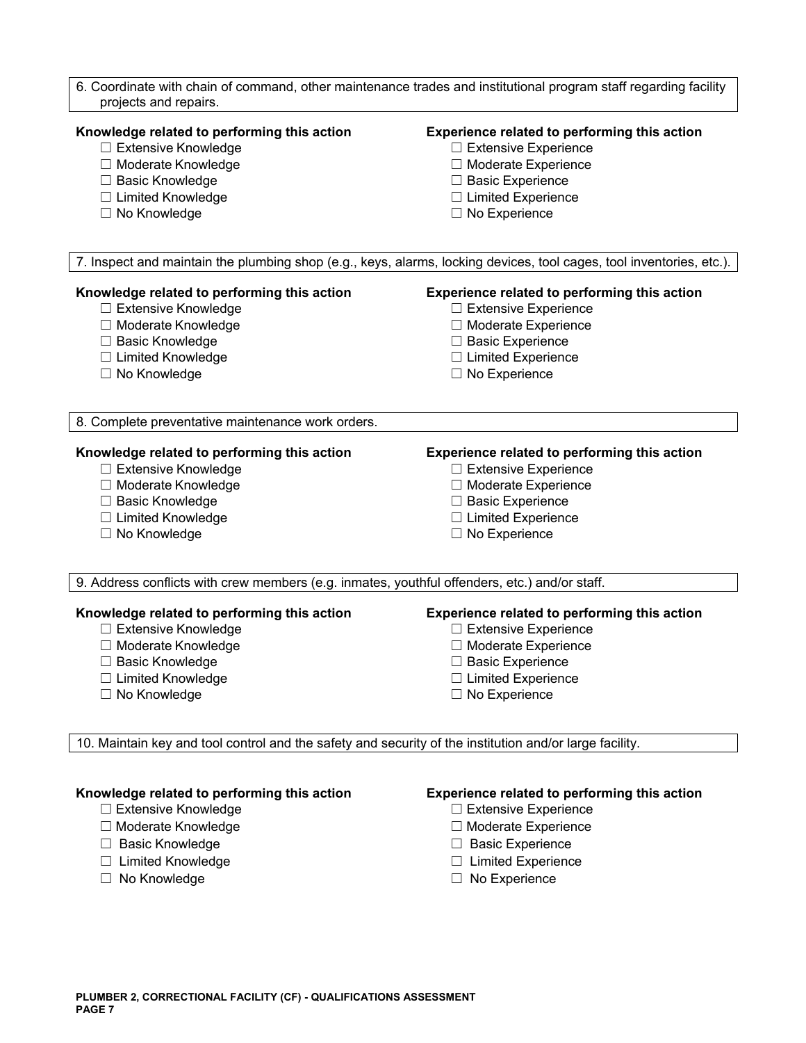6. Coordinate with chain of command, other maintenance trades and institutional program staff regarding facility projects and repairs.

**Knowledge related to performing this action**

- ☐ Extensive Knowledge
- ☐ Moderate Knowledge
- ☐ Basic Knowledge
- ☐ Limited Knowledge
- ☐ No Knowledge

**Experience related to performing this action**

- ☐ Extensive Experience
- ☐ Moderate Experience
- ☐ Basic Experience
- ☐ Limited Experience
- ☐ No Experience

7. Inspect and maintain the plumbing shop (e.g., keys, alarms, locking devices, tool cages, tool inventories, etc.).

**Knowledge related to performing this action**

- ☐ Extensive Knowledge
- ☐ Moderate Knowledge
- ☐ Basic Knowledge
- ☐ Limited Knowledge
- ☐ No Knowledge

**Experience related to performing this action**

- ☐ Extensive Experience
- ☐ Moderate Experience
- ☐ Basic Experience
- ☐ Limited Experience
- ☐ No Experience

8. Complete preventative maintenance work orders.

**Knowledge related to performing this action**

- ☐ Extensive Knowledge
- ☐ Moderate Knowledge
- ☐ Basic Knowledge
- ☐ Limited Knowledge
- ☐ No Knowledge

**Experience related to performing this action**

- ☐ Extensive Experience
- ☐ Moderate Experience
- ☐ Basic Experience
- ☐ Limited Experience
- ☐ No Experience

9. Address conflicts with crew members (e.g. inmates, youthful offenders, etc.) and/or staff.

**Knowledge related to performing this action**

- ☐ Extensive Knowledge
- ☐ Moderate Knowledge
- ☐ Basic Knowledge
- ☐ Limited Knowledge
- ☐ No Knowledge

**Experience related to performing this action**

- ☐ Extensive Experience
- ☐ Moderate Experience
- ☐ Basic Experience
- ☐ Limited Experience
- ☐ No Experience

10. Maintain key and tool control and the safety and security of the institution and/or large facility.

**Knowledge related to performing this action**

- ☐ Extensive Knowledge
- ☐ Moderate Knowledge
- ☐ Basic Knowledge
- ☐ Limited Knowledge
- ☐ No Knowledge

**Experience related to performing this action**

- ☐ Extensive Experience
- ☐ Moderate Experience
- ☐ Basic Experience
- ☐ Limited Experience
- ☐ No Experience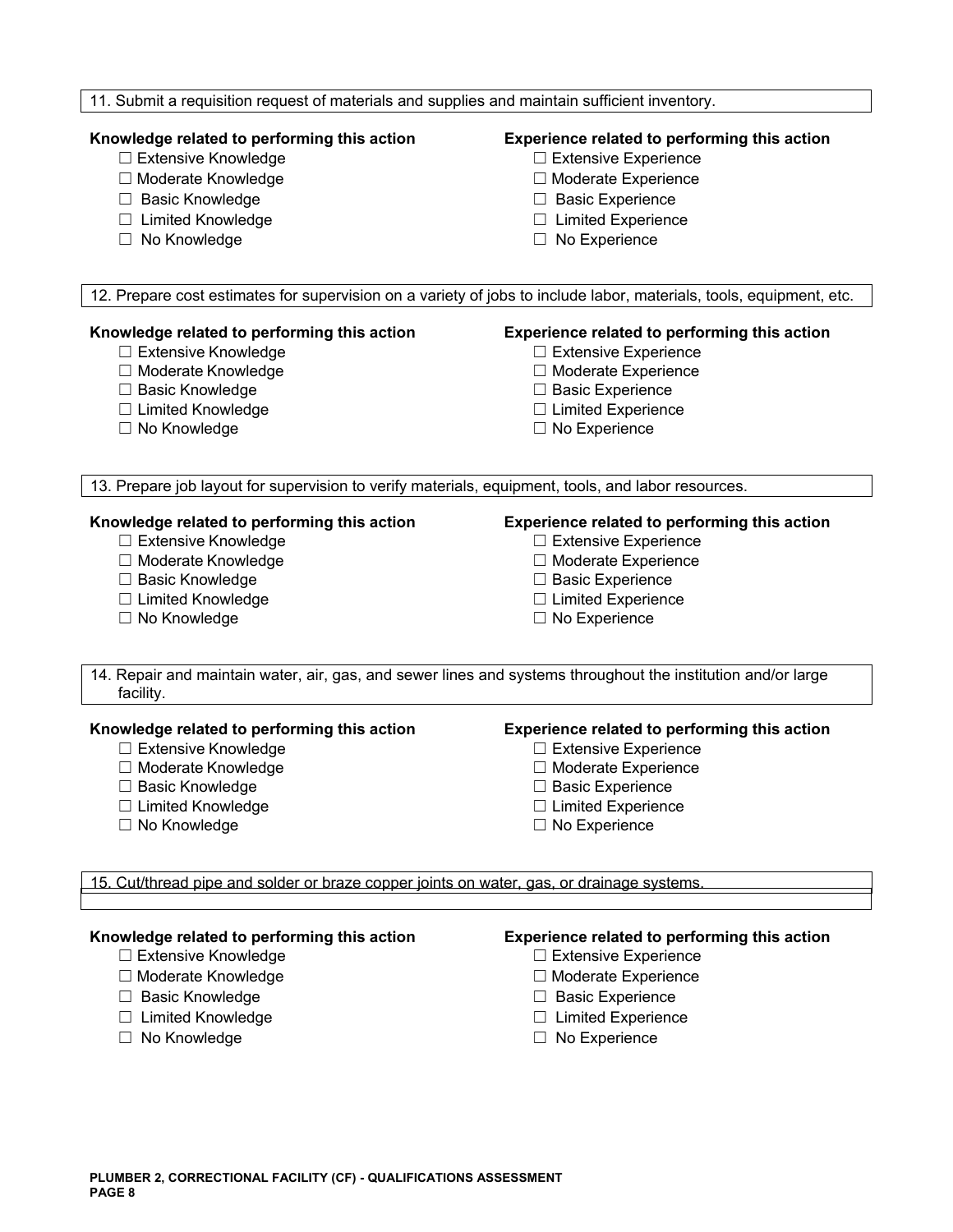11. Submit a requisition request of materials and supplies and maintain sufficient inventory.

**Knowledge related to performing this action**

- ☐ Extensive Knowledge
- ☐ Moderate Knowledge
- ☐ Basic Knowledge
- ☐ Limited Knowledge
- ☐ No Knowledge

**Experience related to performing this action**

- ☐ Extensive Experience
- ☐ Moderate Experience
- ☐ Basic Experience
- ☐ Limited Experience
- ☐ No Experience

12. Prepare cost estimates for supervision on a variety of jobs to include labor, materials, tools, equipment, etc.

**Knowledge related to performing this action**

- ☐ Extensive Knowledge
- ☐ Moderate Knowledge
- ☐ Basic Knowledge
- ☐ Limited Knowledge
- ☐ No Knowledge

**Experience related to performing this action**

- ☐ Extensive Experience
- ☐ Moderate Experience
- ☐ Basic Experience
- ☐ Limited Experience
- ☐ No Experience

13. Prepare job layout for supervision to verify materials, equipment, tools, and labor resources.

**Knowledge related to performing this action**

- ☐ Extensive Knowledge
- ☐ Moderate Knowledge
- ☐ Basic Knowledge
- ☐ Limited Knowledge
- ☐ No Knowledge

**Experience related to performing this action**

- ☐ Extensive Experience
- ☐ Moderate Experience
- ☐ Basic Experience
- ☐ Limited Experience
- ☐ No Experience

14. Repair and maintain water, air, gas, and sewer lines and systems throughout the institution and/or large facility.

**Knowledge related to performing this action**

- ☐ Extensive Knowledge
- ☐ Moderate Knowledge
- ☐ Basic Knowledge
- ☐ Limited Knowledge
- ☐ No Knowledge

**Experience related to performing this action**

- ☐ Extensive Experience
- ☐ Moderate Experience
- ☐ Basic Experience
- ☐ Limited Experience
- ☐ No Experience

15. Cut/thread pipe and solder or braze copper joints on water, gas, or drainage systems.

**Knowledge related to performing this action**

- ☐ Extensive Knowledge
- ☐ Moderate Knowledge
- ☐ Basic Knowledge
- ☐ Limited Knowledge
- ☐ No Knowledge

**Experience related to performing this action**

- ☐ Extensive Experience
- ☐ Moderate Experience
- ☐ Basic Experience
- ☐ Limited Experience
- ☐ No Experience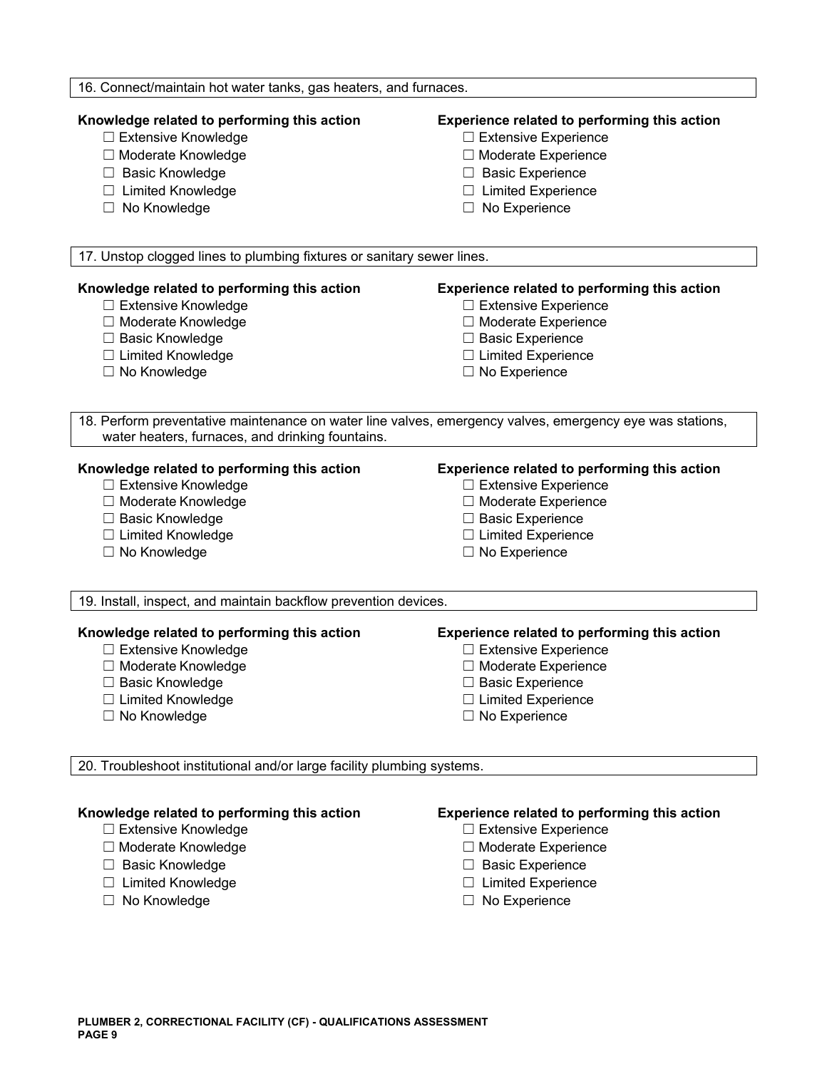16. Connect/maintain hot water tanks, gas heaters, and furnaces.

**Knowledge related to performing this action**
- ☐ Extensive Knowledge
- ☐ Moderate Knowledge
- ☐ Basic Knowledge
- ☐ Limited Knowledge
- ☐ No Knowledge

**Experience related to performing this action**
- ☐ Extensive Experience
- ☐ Moderate Experience
- ☐ Basic Experience
- ☐ Limited Experience
- ☐ No Experience

17. Unstop clogged lines to plumbing fixtures or sanitary sewer lines.

**Knowledge related to performing this action**
- ☐ Extensive Knowledge
- ☐ Moderate Knowledge
- ☐ Basic Knowledge
- ☐ Limited Knowledge
- ☐ No Knowledge

**Experience related to performing this action**
- ☐ Extensive Experience
- ☐ Moderate Experience
- ☐ Basic Experience
- ☐ Limited Experience
- ☐ No Experience

18. Perform preventative maintenance on water line valves, emergency valves, emergency eye was stations, water heaters, furnaces, and drinking fountains.

**Knowledge related to performing this action**
- ☐ Extensive Knowledge
- ☐ Moderate Knowledge
- ☐ Basic Knowledge
- ☐ Limited Knowledge
- ☐ No Knowledge

**Experience related to performing this action**
- ☐ Extensive Experience
- ☐ Moderate Experience
- ☐ Basic Experience
- ☐ Limited Experience
- ☐ No Experience

19. Install, inspect, and maintain backflow prevention devices.

**Knowledge related to performing this action**
- ☐ Extensive Knowledge
- ☐ Moderate Knowledge
- ☐ Basic Knowledge
- ☐ Limited Knowledge
- ☐ No Knowledge

**Experience related to performing this action**
- ☐ Extensive Experience
- ☐ Moderate Experience
- ☐ Basic Experience
- ☐ Limited Experience
- ☐ No Experience

20. Troubleshoot institutional and/or large facility plumbing systems.

**Knowledge related to performing this action**
- ☐ Extensive Knowledge
- ☐ Moderate Knowledge
- ☐ Basic Knowledge
- ☐ Limited Knowledge
- ☐ No Knowledge

**Experience related to performing this action**
- ☐ Extensive Experience
- ☐ Moderate Experience
- ☐ Basic Experience
- ☐ Limited Experience
- ☐ No Experience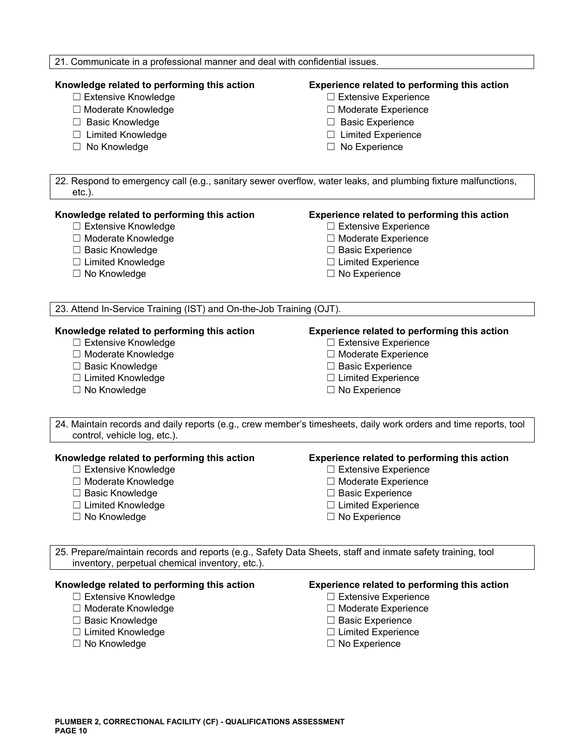21. Communicate in a professional manner and deal with confidential issues.

**Knowledge related to performing this action**
- ☐ Extensive Knowledge
- ☐ Moderate Knowledge
- ☐ Basic Knowledge
- ☐ Limited Knowledge
- ☐ No Knowledge

**Experience related to performing this action**
- ☐ Extensive Experience
- ☐ Moderate Experience
- ☐ Basic Experience
- ☐ Limited Experience
- ☐ No Experience

22. Respond to emergency call (e.g., sanitary sewer overflow, water leaks, and plumbing fixture malfunctions, etc.).

**Knowledge related to performing this action**
- ☐ Extensive Knowledge
- ☐ Moderate Knowledge
- ☐ Basic Knowledge
- ☐ Limited Knowledge
- ☐ No Knowledge

**Experience related to performing this action**
- ☐ Extensive Experience
- ☐ Moderate Experience
- ☐ Basic Experience
- ☐ Limited Experience
- ☐ No Experience

23. Attend In-Service Training (IST) and On-the-Job Training (OJT).

**Knowledge related to performing this action**
- ☐ Extensive Knowledge
- ☐ Moderate Knowledge
- ☐ Basic Knowledge
- ☐ Limited Knowledge
- ☐ No Knowledge

**Experience related to performing this action**
- ☐ Extensive Experience
- ☐ Moderate Experience
- ☐ Basic Experience
- ☐ Limited Experience
- ☐ No Experience

24. Maintain records and daily reports (e.g., crew member's timesheets, daily work orders and time reports, tool control, vehicle log, etc.).

**Knowledge related to performing this action**
- ☐ Extensive Knowledge
- ☐ Moderate Knowledge
- ☐ Basic Knowledge
- ☐ Limited Knowledge
- ☐ No Knowledge

**Experience related to performing this action**
- ☐ Extensive Experience
- ☐ Moderate Experience
- ☐ Basic Experience
- ☐ Limited Experience
- ☐ No Experience

25. Prepare/maintain records and reports (e.g., Safety Data Sheets, staff and inmate safety training, tool inventory, perpetual chemical inventory, etc.).

**Knowledge related to performing this action**
- ☐ Extensive Knowledge
- ☐ Moderate Knowledge
- ☐ Basic Knowledge
- ☐ Limited Knowledge
- ☐ No Knowledge

**Experience related to performing this action**
- ☐ Extensive Experience
- ☐ Moderate Experience
- ☐ Basic Experience
- ☐ Limited Experience
- ☐ No Experience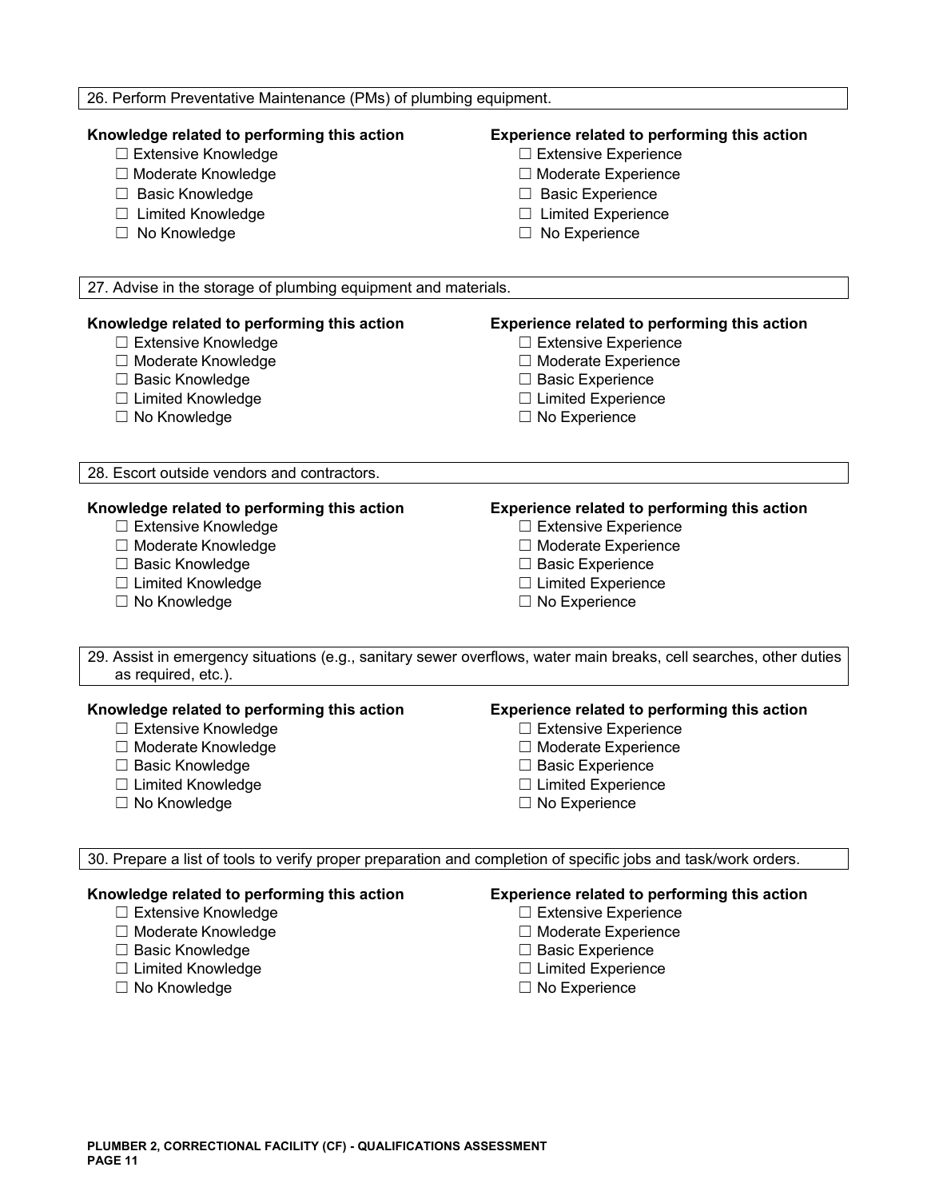26. Perform Preventative Maintenance (PMs) of plumbing equipment.

**Knowledge related to performing this action**
- ☐ Extensive Knowledge
- ☐ Moderate Knowledge
- ☐ Basic Knowledge
- ☐ Limited Knowledge
- ☐ No Knowledge

**Experience related to performing this action**
- ☐ Extensive Experience
- ☐ Moderate Experience
- ☐ Basic Experience
- ☐ Limited Experience
- ☐ No Experience

27. Advise in the storage of plumbing equipment and materials.

**Knowledge related to performing this action**
- ☐ Extensive Knowledge
- ☐ Moderate Knowledge
- ☐ Basic Knowledge
- ☐ Limited Knowledge
- ☐ No Knowledge

**Experience related to performing this action**
- ☐ Extensive Experience
- ☐ Moderate Experience
- ☐ Basic Experience
- ☐ Limited Experience
- ☐ No Experience

28. Escort outside vendors and contractors.

**Knowledge related to performing this action**
- ☐ Extensive Knowledge
- ☐ Moderate Knowledge
- ☐ Basic Knowledge
- ☐ Limited Knowledge
- ☐ No Knowledge

**Experience related to performing this action**
- ☐ Extensive Experience
- ☐ Moderate Experience
- ☐ Basic Experience
- ☐ Limited Experience
- ☐ No Experience

29. Assist in emergency situations (e.g., sanitary sewer overflows, water main breaks, cell searches, other duties as required, etc.).

**Knowledge related to performing this action**
- ☐ Extensive Knowledge
- ☐ Moderate Knowledge
- ☐ Basic Knowledge
- ☐ Limited Knowledge
- ☐ No Knowledge

**Experience related to performing this action**
- ☐ Extensive Experience
- ☐ Moderate Experience
- ☐ Basic Experience
- ☐ Limited Experience
- ☐ No Experience

30. Prepare a list of tools to verify proper preparation and completion of specific jobs and task/work orders.

**Knowledge related to performing this action**
- ☐ Extensive Knowledge
- ☐ Moderate Knowledge
- ☐ Basic Knowledge
- ☐ Limited Knowledge
- ☐ No Knowledge

**Experience related to performing this action**
- ☐ Extensive Experience
- ☐ Moderate Experience
- ☐ Basic Experience
- ☐ Limited Experience
- ☐ No Experience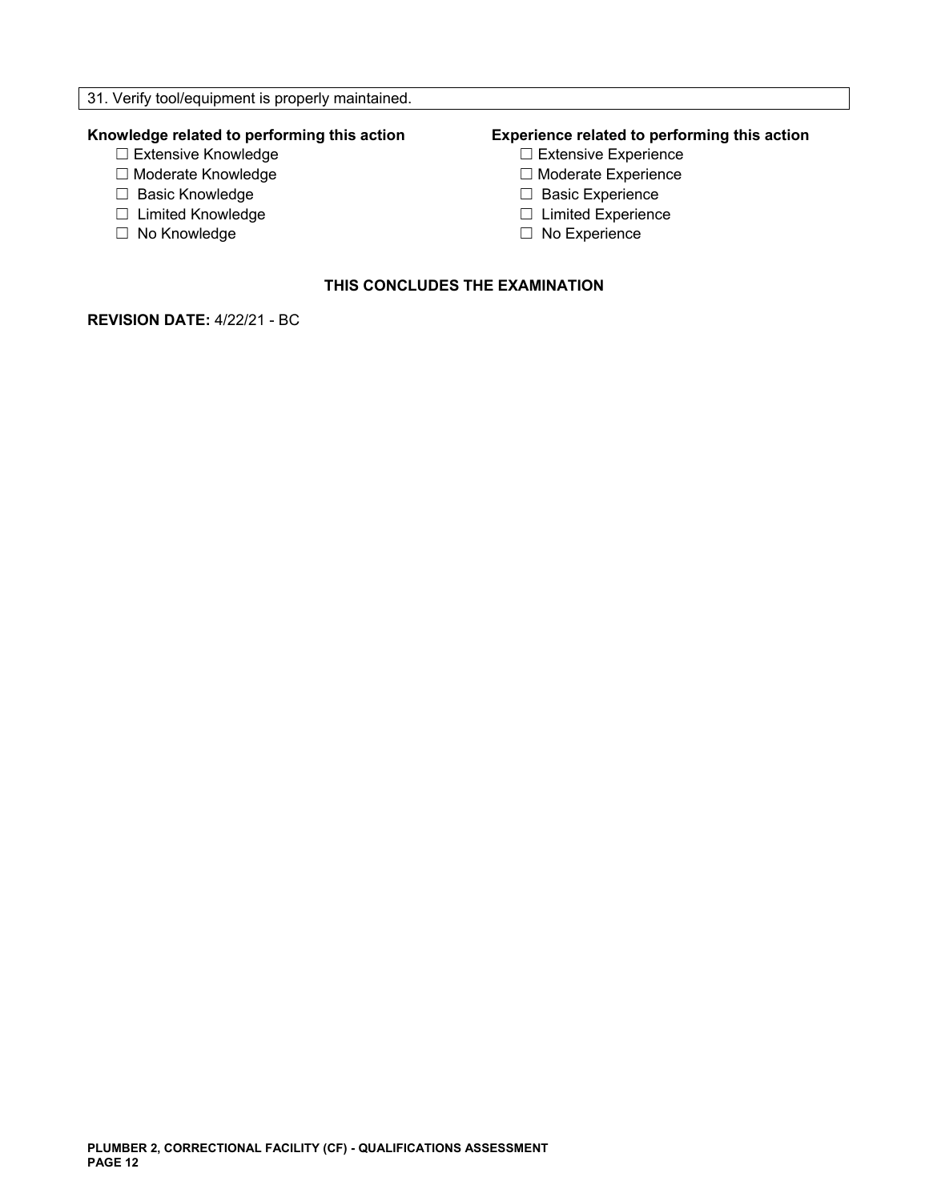31. Verify tool/equipment is properly maintained.

**Knowledge related to performing this action**

- ☐ Extensive Knowledge
- ☐ Moderate Knowledge
- ☐ Basic Knowledge
- ☐ Limited Knowledge
- ☐ No Knowledge

**Experience related to performing this action**

- ☐ Extensive Experience
- ☐ Moderate Experience
- ☐ Basic Experience
- ☐ Limited Experience
- ☐ No Experience

**THIS CONCLUDES THE EXAMINATION**

**REVISION DATE:** 4/22/21 - BC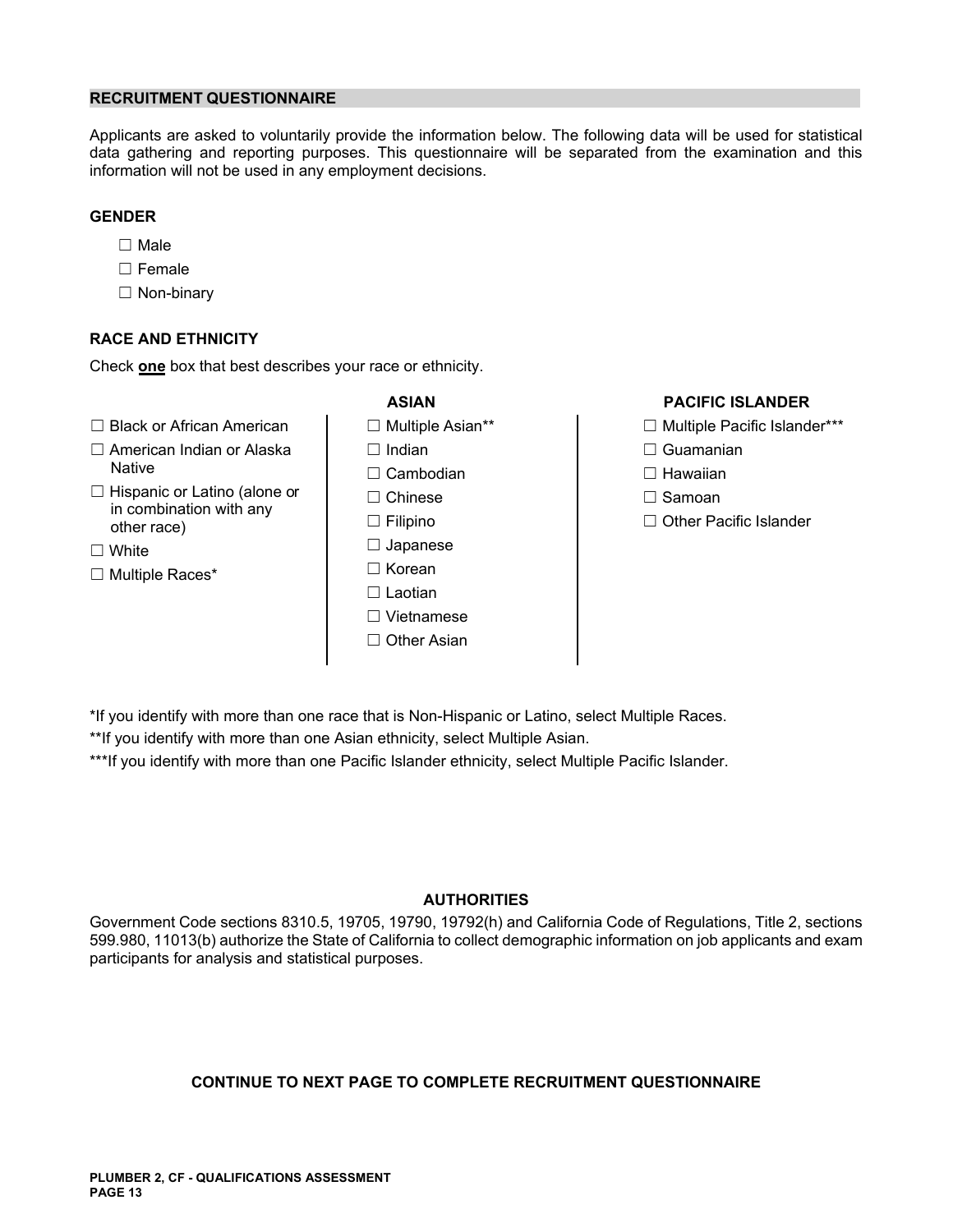## RECRUITMENT QUESTIONNAIRE

Applicants are asked to voluntarily provide the information below. The following data will be used for statistical data gathering and reporting purposes. This questionnaire will be separated from the examination and this information will not be used in any employment decisions.

### GENDER

- ☐ Male
- ☐ Female
- ☐ Non-binary

### RACE AND ETHNICITY

Check **one** box that best describes your race or ethnicity.

- ☐ Black or African American
- ☐ American Indian or Alaska Native
- ☐ Hispanic or Latino (alone or in combination with any other race)
- ☐ White
- ☐ Multiple Races*

**ASIAN**

- ☐ Multiple Asian**
- ☐ Indian
- ☐ Cambodian
- ☐ Chinese
- ☐ Filipino
- ☐ Japanese
- ☐ Korean
- ☐ Laotian
- ☐ Vietnamese
- ☐ Other Asian

**PACIFIC ISLANDER**

- ☐ Multiple Pacific Islander***
- ☐ Guamanian
- ☐ Hawaiian
- ☐ Samoan
- ☐ Other Pacific Islander

*If you identify with more than one race that is Non-Hispanic or Latino, select Multiple Races.

**If you identify with more than one Asian ethnicity, select Multiple Asian.

***If you identify with more than one Pacific Islander ethnicity, select Multiple Pacific Islander.

### AUTHORITIES

Government Code sections 8310.5, 19705, 19790, 19792(h) and California Code of Regulations, Title 2, sections 599.980, 11013(b) authorize the State of California to collect demographic information on job applicants and exam participants for analysis and statistical purposes.

**CONTINUE TO NEXT PAGE TO COMPLETE RECRUITMENT QUESTIONNAIRE**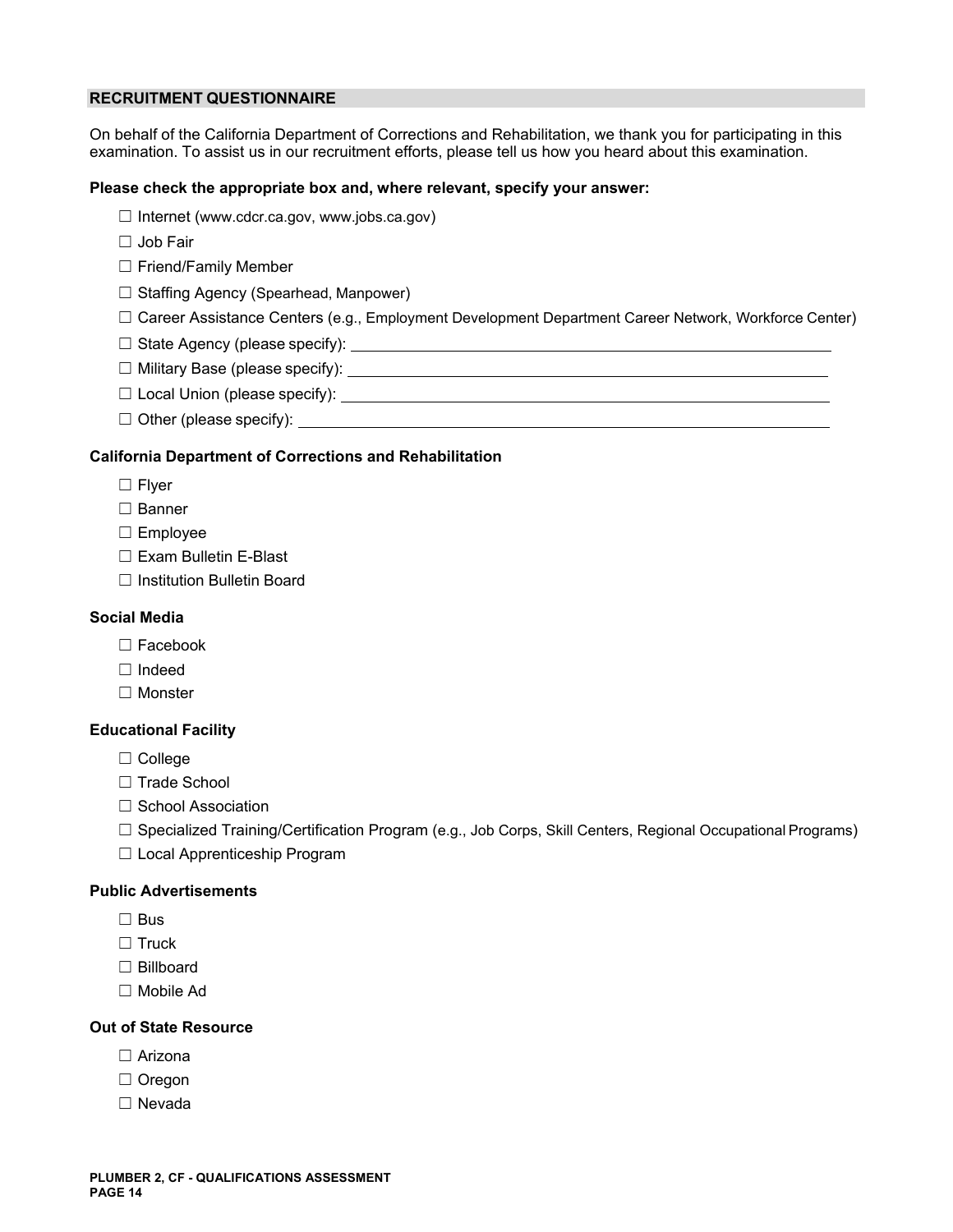## RECRUITMENT QUESTIONNAIRE

On behalf of the California Department of Corrections and Rehabilitation, we thank you for participating in this examination. To assist us in our recruitment efforts, please tell us how you heard about this examination.

**Please check the appropriate box and, where relevant, specify your answer:**

- ☐ Internet (www.cdcr.ca.gov, www.jobs.ca.gov)
- ☐ Job Fair
- ☐ Friend/Family Member
- ☐ Staffing Agency (Spearhead, Manpower)
- ☐ Career Assistance Centers (e.g., Employment Development Department Career Network, Workforce Center)
- ☐ State Agency (please specify): ____________________
- ☐ Military Base (please specify): ____________________
- ☐ Local Union (please specify): ____________________
- ☐ Other (please specify): ____________________

**California Department of Corrections and Rehabilitation**

- ☐ Flyer
- ☐ Banner
- ☐ Employee
- ☐ Exam Bulletin E-Blast
- ☐ Institution Bulletin Board

**Social Media**

- ☐ Facebook
- ☐ Indeed
- ☐ Monster

**Educational Facility**

- ☐ College
- ☐ Trade School
- ☐ School Association
- ☐ Specialized Training/Certification Program (e.g., Job Corps, Skill Centers, Regional Occupational Programs)
- ☐ Local Apprenticeship Program

**Public Advertisements**

- ☐ Bus
- ☐ Truck
- ☐ Billboard
- ☐ Mobile Ad

**Out of State Resource**

- ☐ Arizona
- ☐ Oregon
- ☐ Nevada